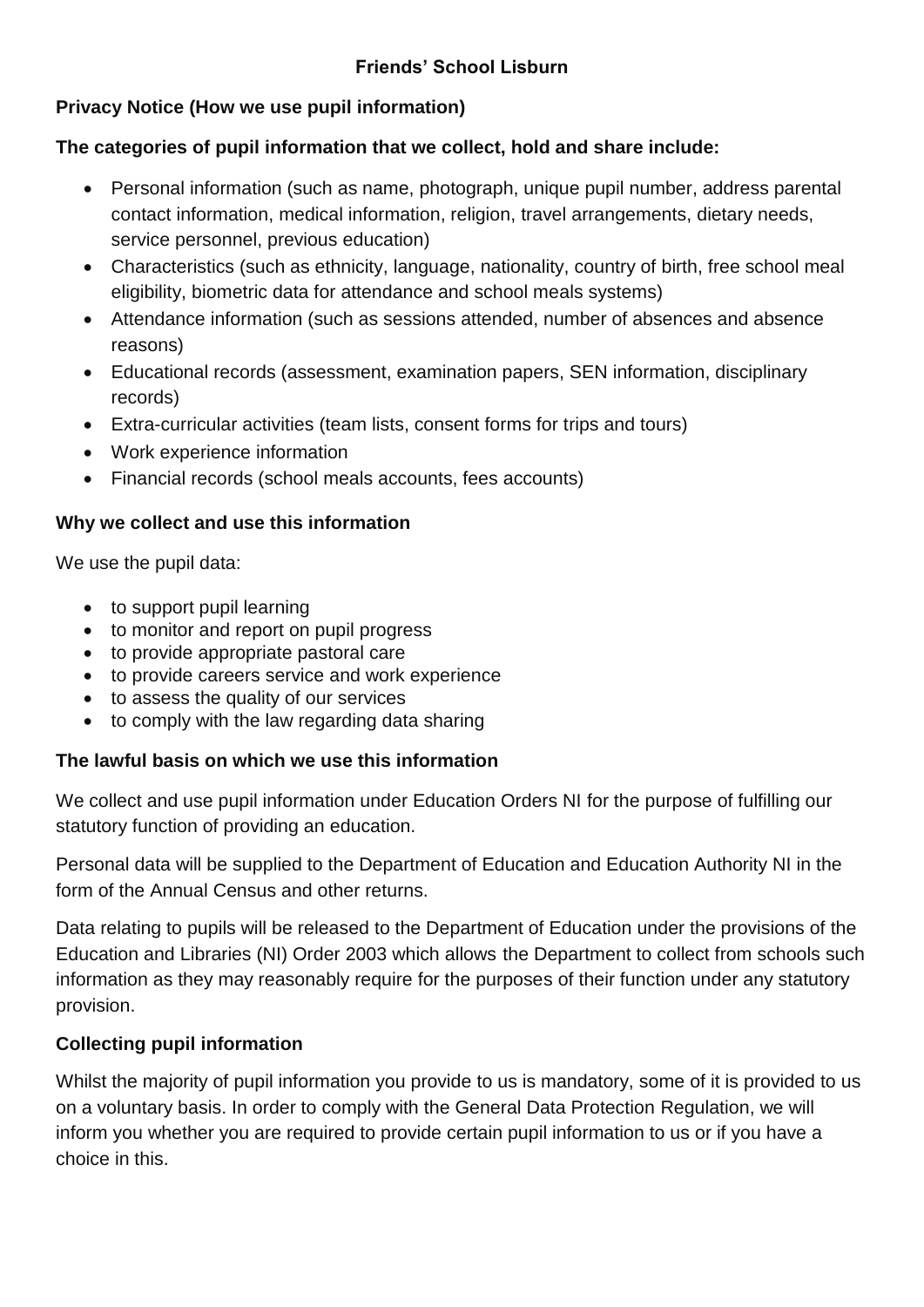# Friends' School Lisburn

## Privacy Notice (How we use pupil information)

### The categories of pupil information that we collect, hold and share include:

- Personal information (such as name, photograph, unique pupil number, address parental contact information, medical information, religion, travel arrangements, dietary needs, service personnel, previous education)
- Characteristics (such as ethnicity, language, nationality, country of birth, free school meal eligibility, biometric data for attendance and school meals systems)
- Attendance information (such as sessions attended, number of absences and absence reasons)
- Educational records (assessment, examination papers, SEN information, disciplinary records)
- Extra-curricular activities (team lists, consent forms for trips and tours)
- Work experience information
- Financial records (school meals accounts, fees accounts)

### Why we collect and use this information

We use the pupil data:

- to support pupil learning
- to monitor and report on pupil progress
- to provide appropriate pastoral care
- to provide careers service and work experience
- to assess the quality of our services
- to comply with the law regarding data sharing

### The lawful basis on which we use this information

We collect and use pupil information under Education Orders NI for the purpose of fulfilling our statutory function of providing an education.

Personal data will be supplied to the Department of Education and Education Authority NI in the form of the Annual Census and other returns.

Data relating to pupils will be released to the Department of Education under the provisions of the Education and Libraries (NI) Order 2003 which allows the Department to collect from schools such information as they may reasonably require for the purposes of their function under any statutory provision.

### Collecting pupil information

Whilst the majority of pupil information you provide to us is mandatory, some of it is provided to us on a voluntary basis. In order to comply with the General Data Protection Regulation, we will inform you whether you are required to provide certain pupil information to us or if you have a choice in this.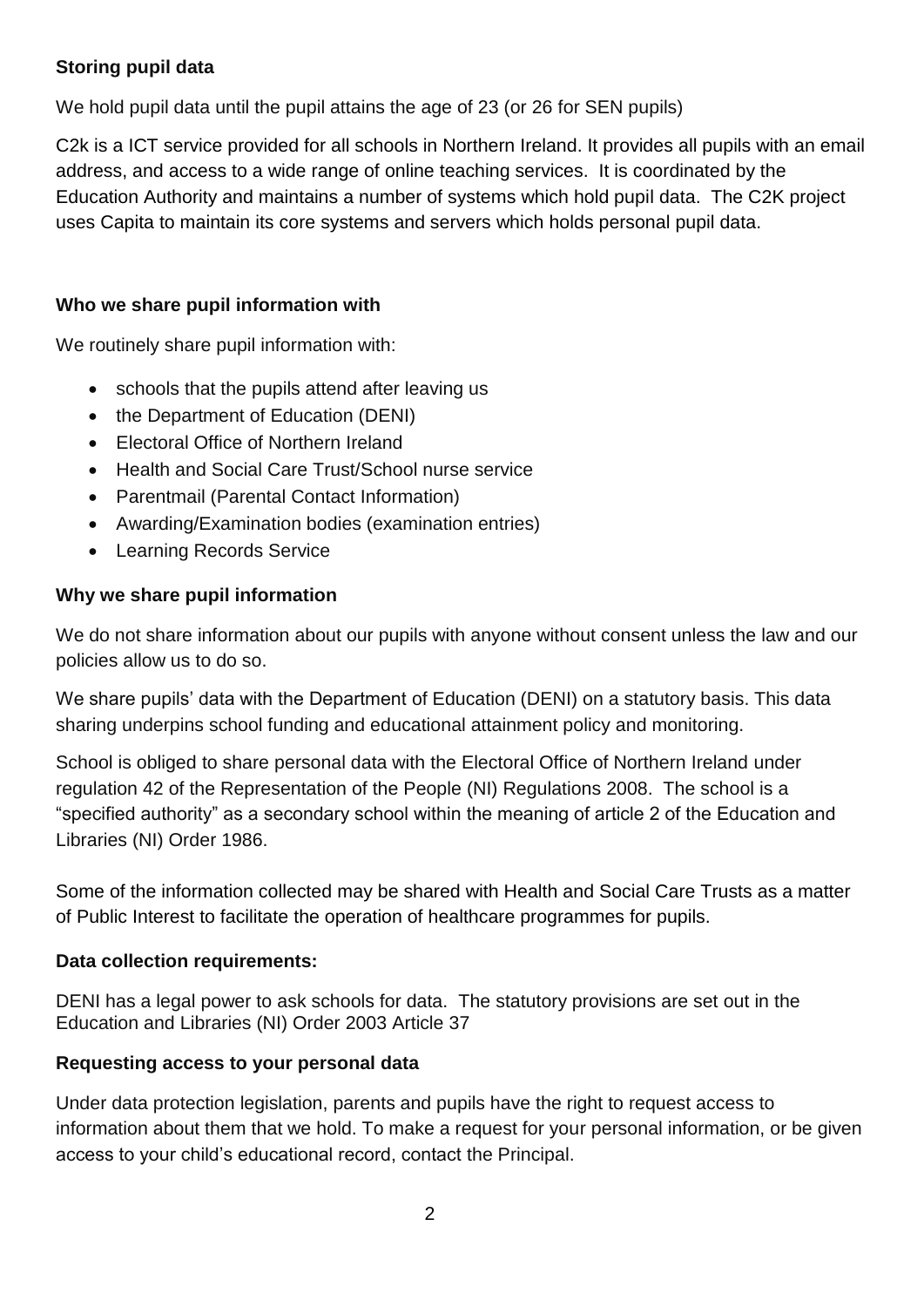**Storing pupil data**

We hold pupil data until the pupil attains the age of 23 (or 26 for SEN pupils)

C2k is a ICT service provided for all schools in Northern Ireland. It provides all pupils with an email address, and access to a wide range of online teaching services. It is coordinated by the Education Authority and maintains a number of systems which hold pupil data. The C2K project uses Capita to maintain its core systems and servers which holds personal pupil data.

**Who we share pupil information with**

We routinely share pupil information with:

- schools that the pupils attend after leaving us
- the Department of Education (DENI)
- Electoral Office of Northern Ireland
- Health and Social Care Trust/School nurse service
- Parentmail (Parental Contact Information)
- Awarding/Examination bodies (examination entries)
- Learning Records Service

**Why we share pupil information**

We do not share information about our pupils with anyone without consent unless the law and our policies allow us to do so.

We share pupils' data with the Department of Education (DENI) on a statutory basis. This data sharing underpins school funding and educational attainment policy and monitoring.

School is obliged to share personal data with the Electoral Office of Northern Ireland under regulation 42 of the Representation of the People (NI) Regulations 2008. The school is a "specified authority" as a secondary school within the meaning of article 2 of the Education and Libraries (NI) Order 1986.

Some of the information collected may be shared with Health and Social Care Trusts as a matter of Public Interest to facilitate the operation of healthcare programmes for pupils.

**Data collection requirements:**

DENI has a legal power to ask schools for data. The statutory provisions are set out in the Education and Libraries (NI) Order 2003 Article 37

**Requesting access to your personal data**

Under data protection legislation, parents and pupils have the right to request access to information about them that we hold. To make a request for your personal information, or be given access to your child's educational record, contact the Principal.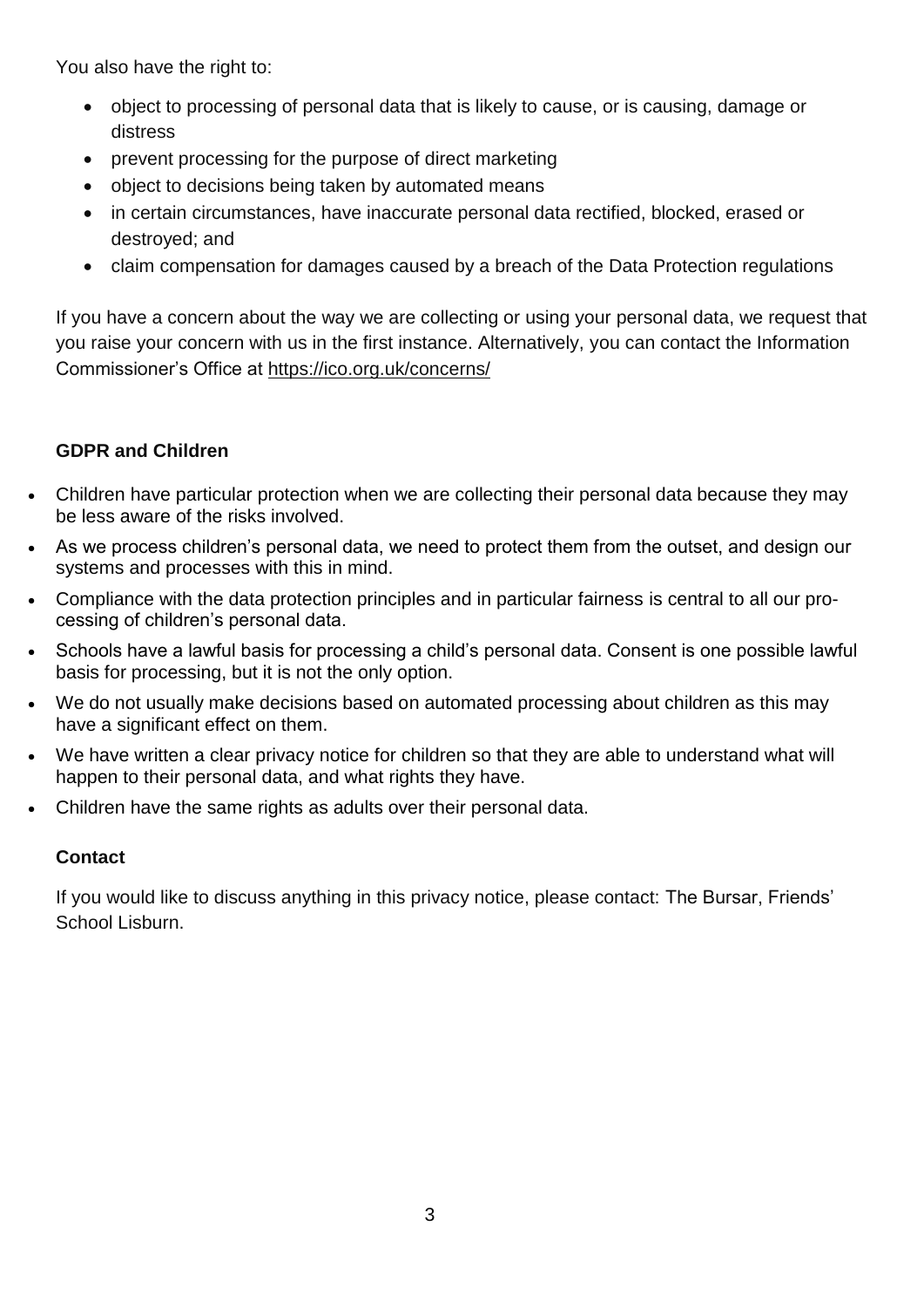You also have the right to:

- object to processing of personal data that is likely to cause, or is causing, damage or distress
- prevent processing for the purpose of direct marketing
- object to decisions being taken by automated means
- in certain circumstances, have inaccurate personal data rectified, blocked, erased or destroyed; and
- claim compensation for damages caused by a breach of the Data Protection regulations

If you have a concern about the way we are collecting or using your personal data, we request that you raise your concern with us in the first instance. Alternatively, you can contact the Information Commissioner's Office at https://ico.org.uk/concerns/

**GDPR and Children**

- Children have particular protection when we are collecting their personal data because they may be less aware of the risks involved.
- As we process children's personal data, we need to protect them from the outset, and design our systems and processes with this in mind.
- Compliance with the data protection principles and in particular fairness is central to all our processing of children's personal data.
- Schools have a lawful basis for processing a child's personal data. Consent is one possible lawful basis for processing, but it is not the only option.
- We do not usually make decisions based on automated processing about children as this may have a significant effect on them.
- We have written a clear privacy notice for children so that they are able to understand what will happen to their personal data, and what rights they have.
- Children have the same rights as adults over their personal data.

**Contact**

If you would like to discuss anything in this privacy notice, please contact: The Bursar, Friends' School Lisburn.